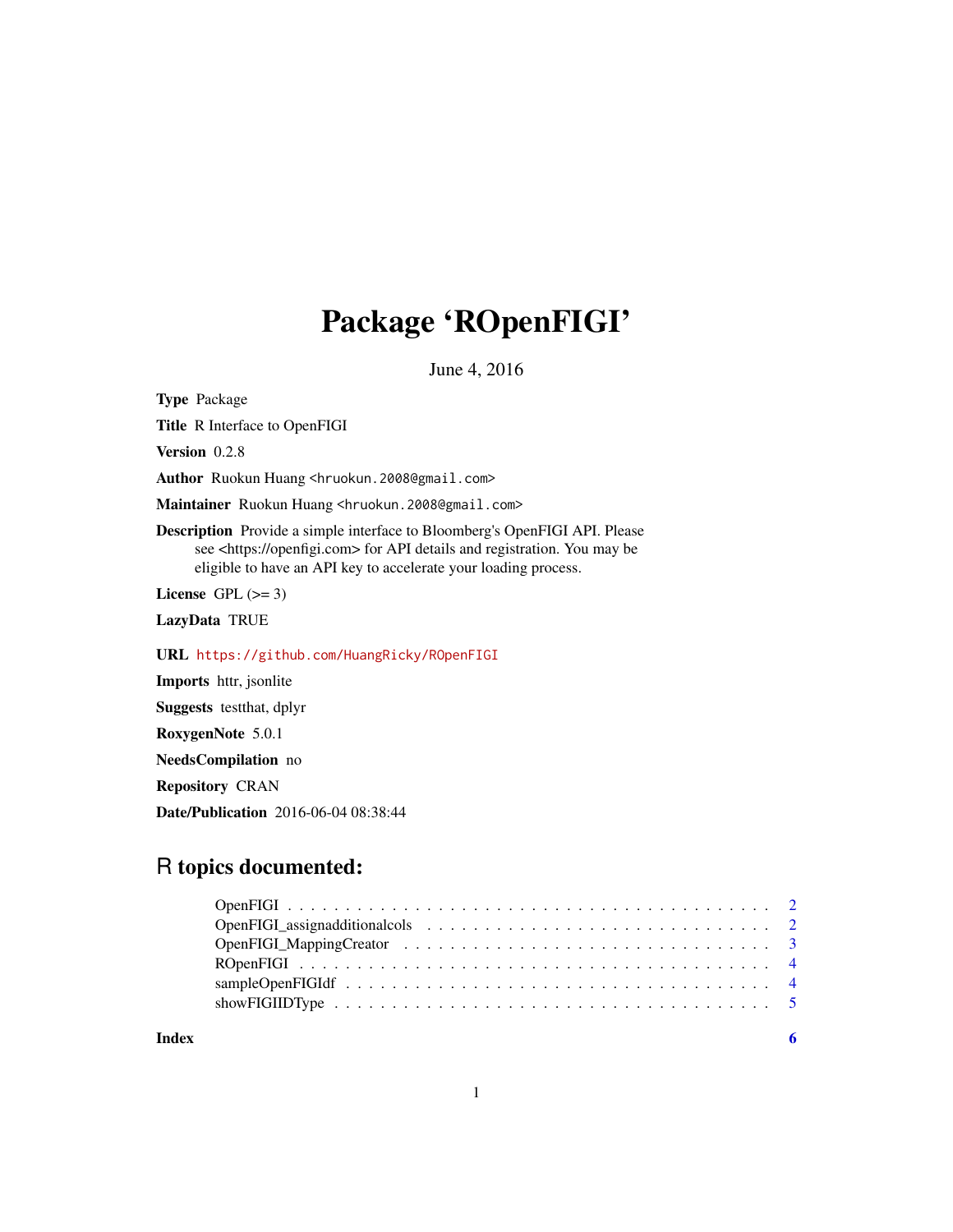# Package 'ROpenFIGI'

June 4, 2016

**Type** Package

**Title** R Interface to OpenFIGI

**Version** 0.2.8

**Author** Ruokun Huang <hruokun.2008@gmail.com>

**Maintainer** Ruokun Huang <hruokun.2008@gmail.com>

**Description** Provide a simple interface to Bloomberg's OpenFIGI API. Please see <https://openfigi.com> for API details and registration. You may be eligible to have an API key to accelerate your loading process.

**License** GPL (>= 3)

**LazyData** TRUE

**URL** https://github.com/HuangRicky/ROpenFIGI

**Imports** httr, jsonlite

**Suggests** testthat, dplyr

**RoxygenNote** 5.0.1

**NeedsCompilation** no

**Repository** CRAN

**Date/Publication** 2016-06-04 08:38:44

## R topics documented:

- OpenFIGI . . . . . . . . . . . . . . . . . . . . . . . . . . . . . . . . . . . . . . . . . . 2
- OpenFIGI_assignadditionalcols . . . . . . . . . . . . . . . . . . . . . . . . . . . . . 2
- OpenFIGI_MappingCreator . . . . . . . . . . . . . . . . . . . . . . . . . . . . . . . . 3
- ROpenFIGI . . . . . . . . . . . . . . . . . . . . . . . . . . . . . . . . . . . . . . . . . 4
- sampleOpenFIGIdf . . . . . . . . . . . . . . . . . . . . . . . . . . . . . . . . . . . . 4
- showFIGIIDType . . . . . . . . . . . . . . . . . . . . . . . . . . . . . . . . . . . . . 5

**Index** 6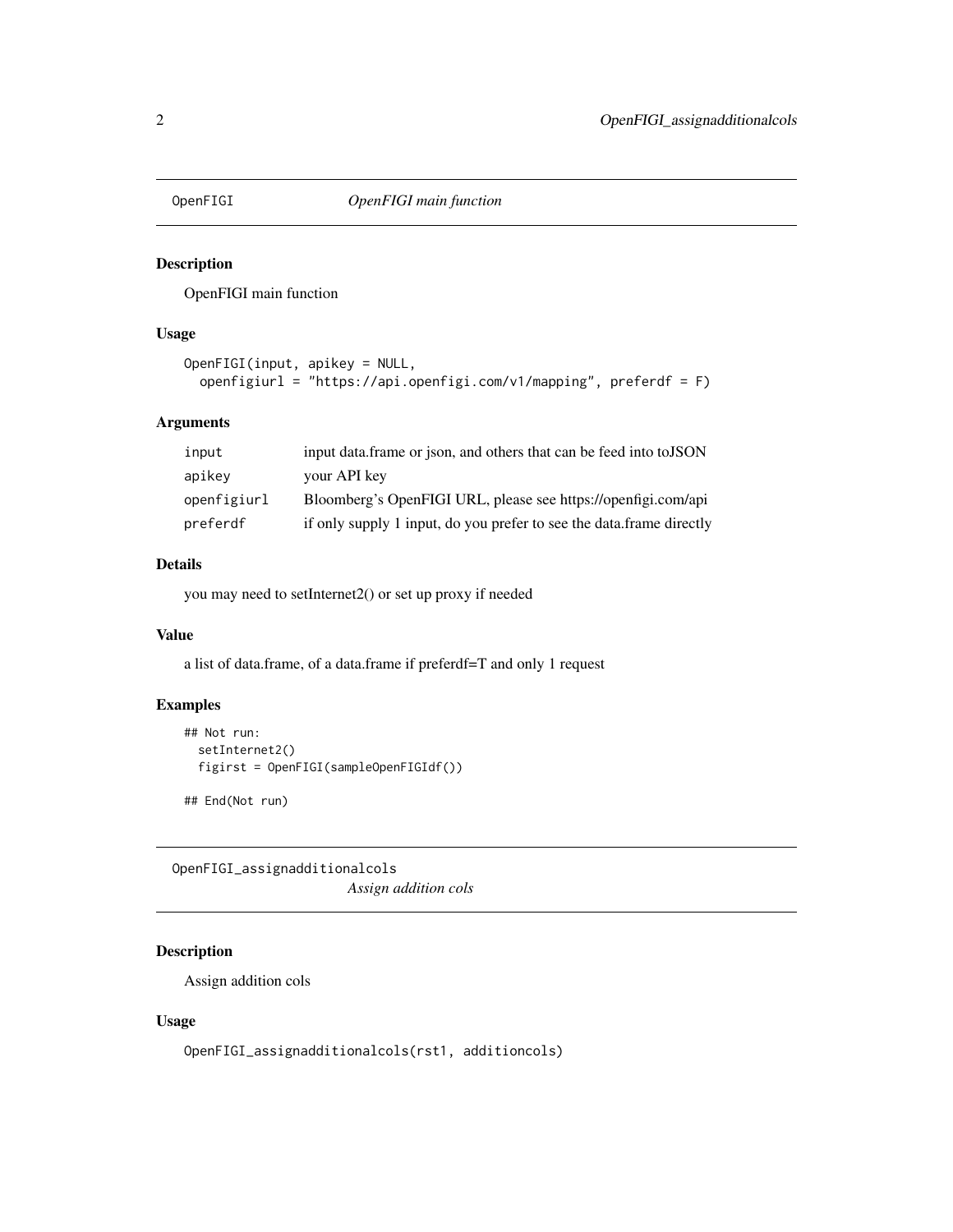## OpenFIGI *OpenFIGI main function*

### Description

OpenFIGI main function

### Usage

```
OpenFIGI(input, apikey = NULL,
  openfigiurl = "https://api.openfigi.com/v1/mapping", preferdf = F)
```

### Arguments

| | |
|---|---|
| input | input data.frame or json, and others that can be feed into toJSON |
| apikey | your API key |
| openfigiurl | Bloomberg's OpenFIGI URL, please see https://openfigi.com/api |
| preferdf | if only supply 1 input, do you prefer to see the data.frame directly |

### Details

you may need to setInternet2() or set up proxy if needed

### Value

a list of data.frame, of a data.frame if preferdf=T and only 1 request

### Examples

```
## Not run:
  setInternet2()
  figirst = OpenFIGI(sampleOpenFIGIdf())

## End(Not run)
```

## OpenFIGI_assignadditionalcols *Assign addition cols*

### Description

Assign addition cols

### Usage

```
OpenFIGI_assignadditionalcols(rst1, additioncols)
```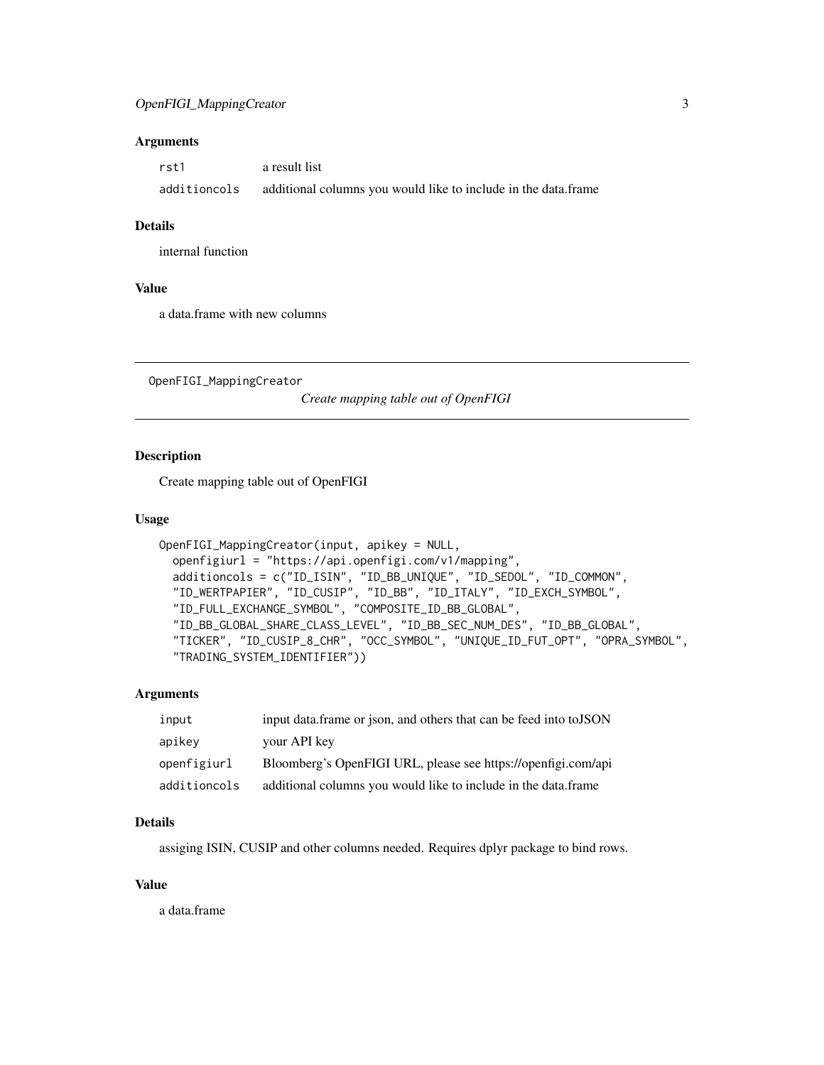### Arguments

| | |
|---|---|
| rst1 | a result list |
| additioncols | additional columns you would like to include in the data.frame |

### Details

internal function

### Value

a data.frame with new columns

---

## OpenFIGI_MappingCreator

*Create mapping table out of OpenFIGI*

---

### Description

Create mapping table out of OpenFIGI

### Usage

```
OpenFIGI_MappingCreator(input, apikey = NULL,
  openfigiurl = "https://api.openfigi.com/v1/mapping",
  additioncols = c("ID_ISIN", "ID_BB_UNIQUE", "ID_SEDOL", "ID_COMMON",
  "ID_WERTPAPIER", "ID_CUSIP", "ID_BB", "ID_ITALY", "ID_EXCH_SYMBOL",
  "ID_FULL_EXCHANGE_SYMBOL", "COMPOSITE_ID_BB_GLOBAL",
  "ID_BB_GLOBAL_SHARE_CLASS_LEVEL", "ID_BB_SEC_NUM_DES", "ID_BB_GLOBAL",
  "TICKER", "ID_CUSIP_8_CHR", "OCC_SYMBOL", "UNIQUE_ID_FUT_OPT", "OPRA_SYMBOL",
  "TRADING_SYSTEM_IDENTIFIER"))
```

### Arguments

| | |
|---|---|
| input | input data.frame or json, and others that can be feed into toJSON |
| apikey | your API key |
| openfigiurl | Bloomberg's OpenFIGI URL, please see https://openfigi.com/api |
| additioncols | additional columns you would like to include in the data.frame |

### Details

assiging ISIN, CUSIP and other columns needed. Requires dplyr package to bind rows.

### Value

a data.frame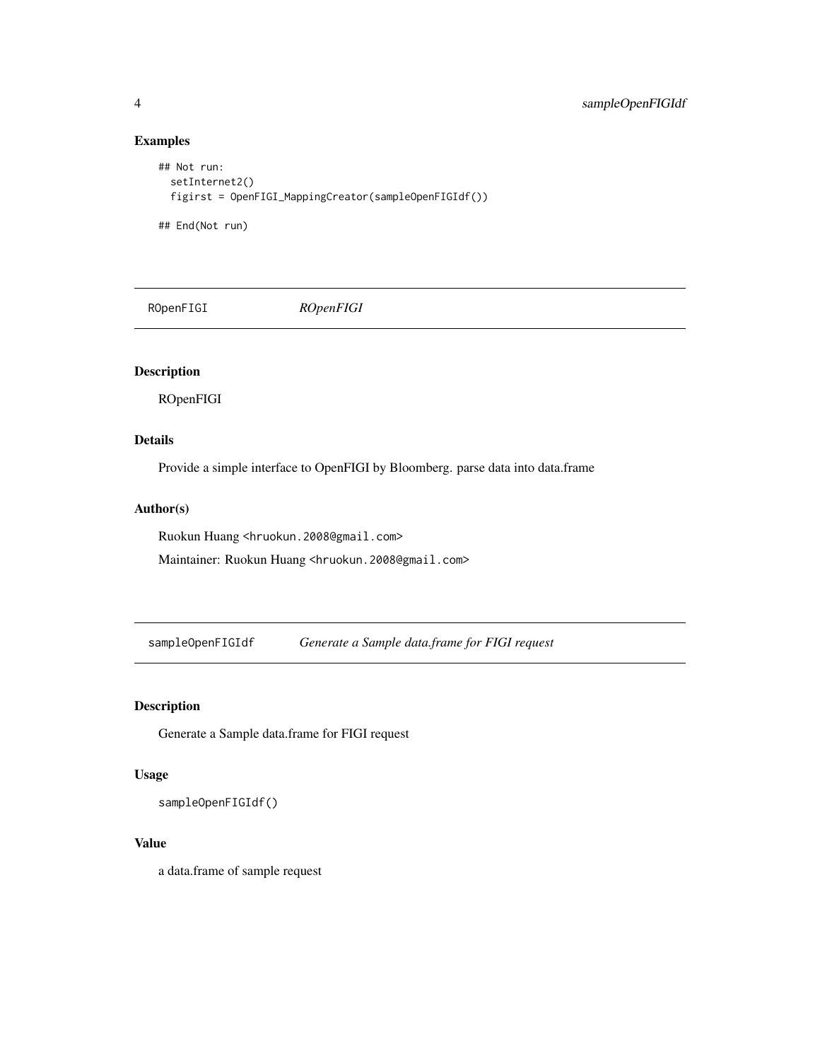## Examples

```
## Not run:
  setInternet2()
  figirst = OpenFIGI_MappingCreator(sampleOpenFIGIdf())

## End(Not run)
```

---

## ROpenFIGI *ROpenFIGI*

### Description

ROpenFIGI

### Details

Provide a simple interface to OpenFIGI by Bloomberg. parse data into data.frame

### Author(s)

Ruokun Huang <hruokun.2008@gmail.com>

Maintainer: Ruokun Huang <hruokun.2008@gmail.com>

---

## sampleOpenFIGIdf *Generate a Sample data.frame for FIGI request*

### Description

Generate a Sample data.frame for FIGI request

### Usage

```
sampleOpenFIGIdf()
```

### Value

a data.frame of sample request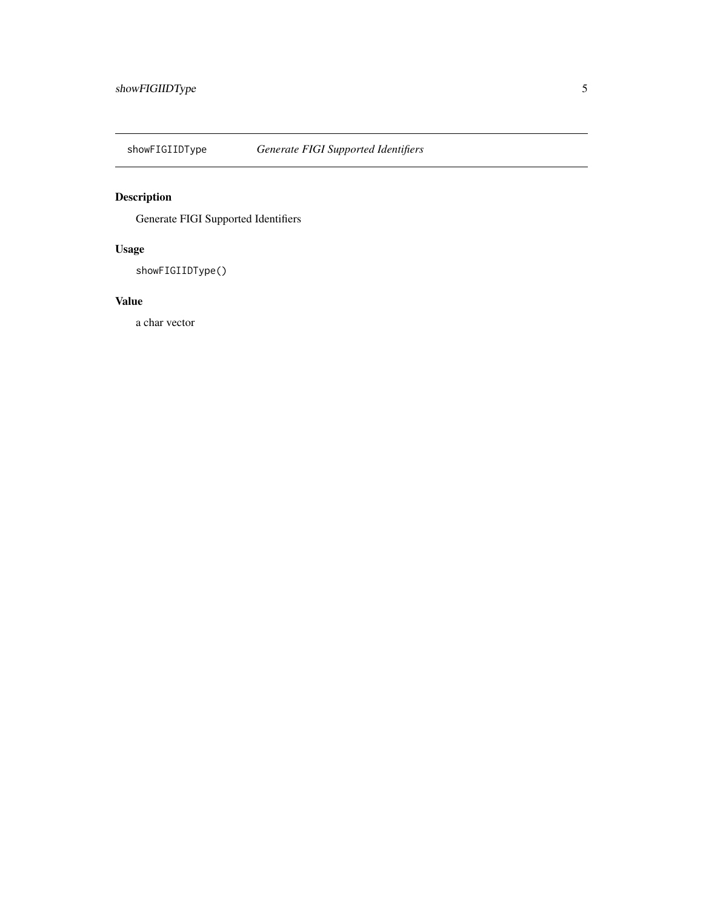`showFIGIIDType` *Generate FIGI Supported Identifiers*

## Description

Generate FIGI Supported Identifiers

## Usage

```
showFIGIIDType()
```

## Value

a char vector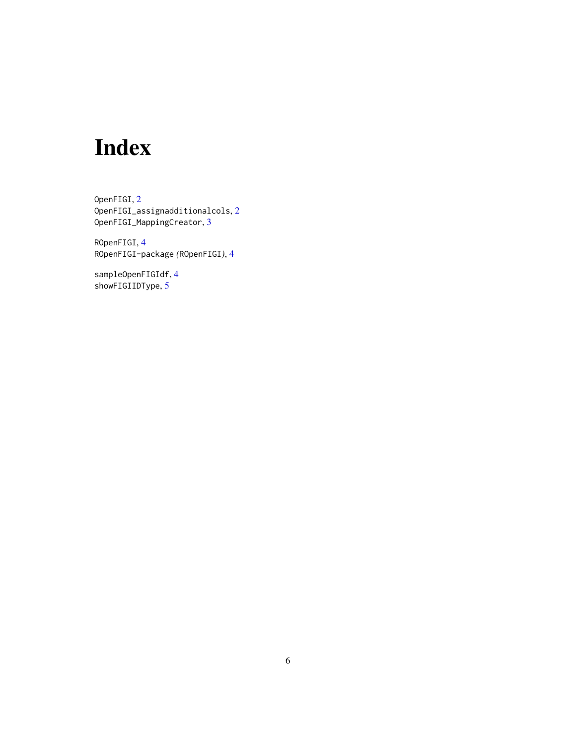# Index

OpenFIGI, 2
OpenFIGI_assignadditionalcols, 2
OpenFIGI_MappingCreator, 3

ROpenFIGI, 4
ROpenFIGI-package (ROpenFIGI), 4

sampleOpenFIGIdf, 4
showFIGIIDType, 5